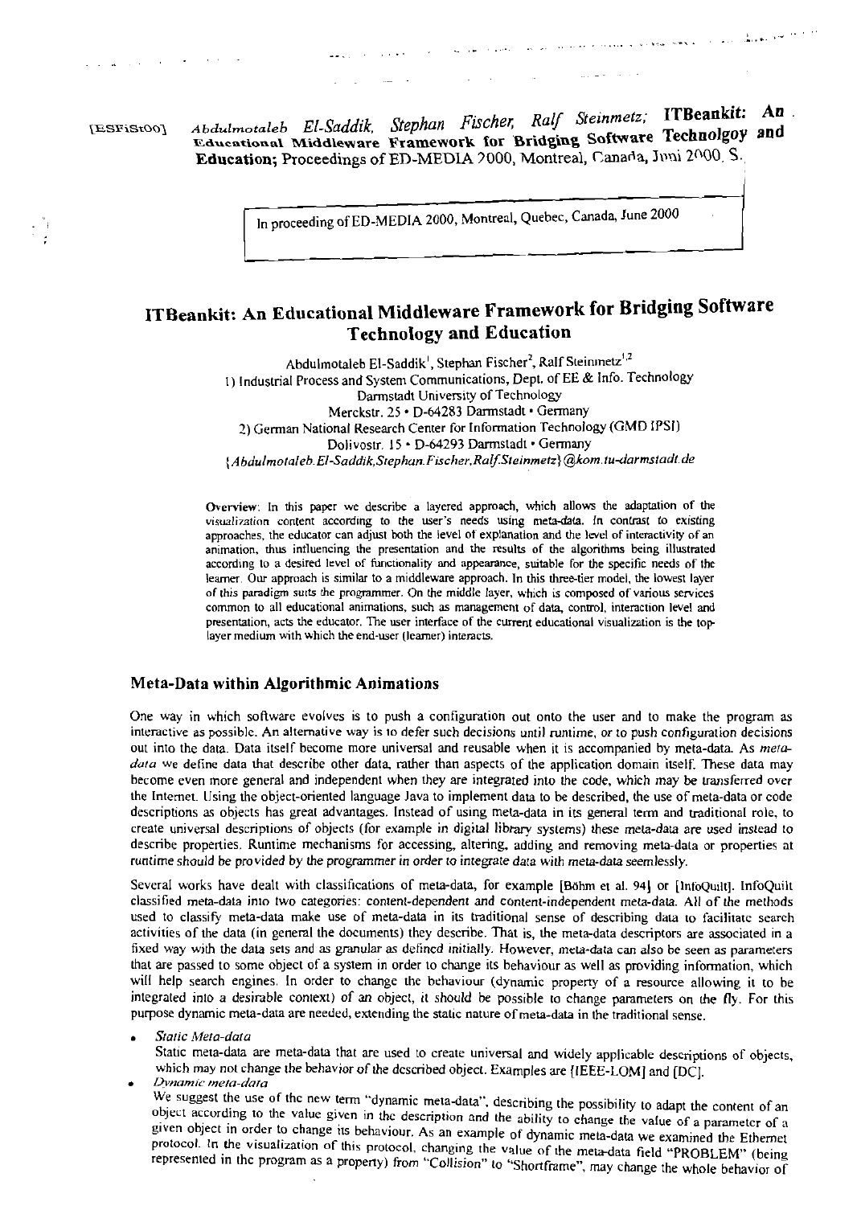[ESFiSt00] *Abdulmotaleb El-Saddik, Stephan Fischer, Ralf Steinmetz;* **ITBeankit: An Educational Middleware Framework for Bridging Software Technolgoy and Education;** Proceedings of ED-MEDIA 2000, Montreal, Canada, Juni 2000. S.

In proceeding of ED-MEDIA 2000, Montreal, Quebec, Canada, June 2000

# ITBeankit: An Educational Middleware Framework for Bridging Software Technology and Education

Abdulmotaleb El-Saddik[1], Stephan Fischer[2], Ralf Steinmetz[1,2]
1) Industrial Process and System Communications, Dept. of EE & Info. Technology
Darmstadt University of Technology
Merckstr. 25 • D-64283 Darmstadt • Germany
2) German National Research Center for Information Technology (GMD IPSI)
Dolivostr. 15 • D-64293 Darmstadt • Germany
*{Abdulmotaleb.El-Saddik,Stephan.Fischer,Ralf.Steinmetz}@kom.tu-darmstadt.de*

**Overview**: In this paper we describe a layered approach, which allows the adaptation of the visualization content according to the user's needs using meta-data. In contrast to existing approaches, the educator can adjust both the level of explanation and the level of interactivity of an animation, thus influencing the presentation and the results of the algorithms being illustrated according to a desired level of functionality and appearance, suitable for the specific needs of the learner. Our approach is similar to a middleware approach. In this three-tier model, the lowest layer of this paradigm suits the programmer. On the middle layer, which is composed of various services common to all educational animations, such as management of data, control, interaction level and presentation, acts the educator. The user interface of the current educational visualization is the top-layer medium with which the end-user (learner) interacts.

## Meta-Data within Algorithmic Animations

One way in which software evolves is to push a configuration out onto the user and to make the program as interactive as possible. An alternative way is to defer such decisions until runtime, or to push configuration decisions out into the data. Data itself become more universal and reusable when it is accompanied by meta-data. As *meta-data* we define data that describe other data, rather than aspects of the application domain itself. These data may become even more general and independent when they are integrated into the code, which may be transferred over the Internet. Using the object-oriented language Java to implement data to be described, the use of meta-data or code descriptions as objects has great advantages. Instead of using meta-data in its general term and traditional role, to create universal descriptions of objects (for example in digital library systems) these meta-data are used instead to describe properties. Runtime mechanisms for accessing, altering, adding and removing meta-data or properties at runtime should be provided by the programmer in order to integrate data with meta-data seemlessly.

Several works have dealt with classifications of meta-data, for example [Böhm et al. 94] or [InfoQuilt]. InfoQuilt classified meta-data into two categories: content-dependent and content-independent meta-data. All of the methods used to classify meta-data make use of meta-data in its traditional sense of describing data to facilitate search activities of the data (in general the documents) they describe. That is, the meta-data descriptors are associated in a fixed way with the data sets and as granular as defined initially. However, meta-data can also be seen as parameters that are passed to some object of a system in order to change its behaviour as well as providing information, which will help search engines. In order to change the behaviour (dynamic property of a resource allowing it to be integrated into a desirable context) of an object, it should be possible to change parameters on the fly. For this purpose dynamic meta-data are needed, extending the static nature of meta-data in the traditional sense.

- *Static Meta-data*
  Static meta-data are meta-data that are used to create universal and widely applicable descriptions of objects, which may not change the behavior of the described object. Examples are [IEEE-LOM] and [DC].
- *Dynamic meta-data*
  We suggest the use of the new term "dynamic meta-data", describing the possibility to adapt the content of an object according to the value given in the description and the ability to change the value of a parameter of a given object in order to change its behaviour. As an example of dynamic meta-data we examined the Ethernet protocol. In the visualization of this protocol, changing the value of the meta-data field "PROBLEM" (being represented in the program as a property) from "Collision" to "Shortframe", may change the whole behavior of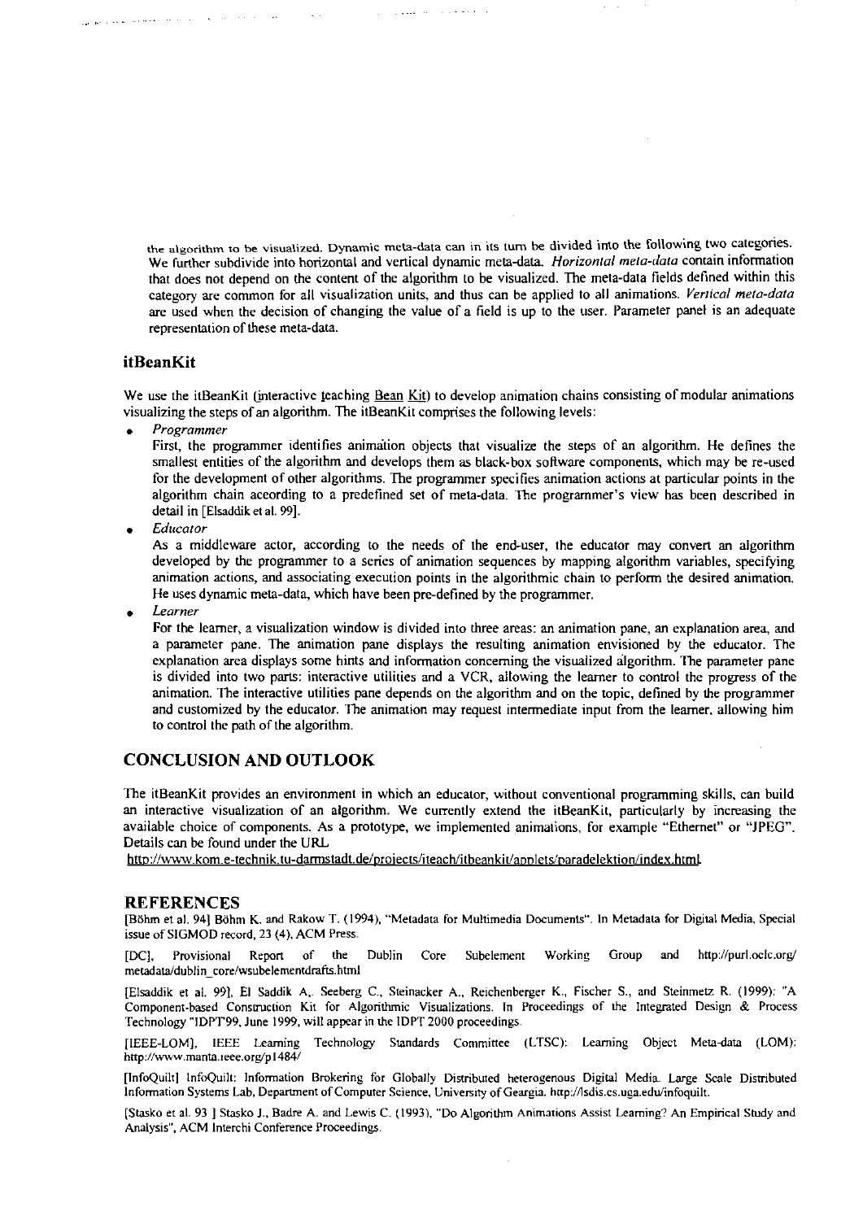the algorithm to be visualized. Dynamic meta-data can in its turn be divided into the following two categories. We further subdivide into horizontal and vertical dynamic meta-data. *Horizontal meta-data* contain information that does not depend on the content of the algorithm to be visualized. The meta-data fields defined within this category are common for all visualization units, and thus can be applied to all animations. *Vertical meta-data* are used when the decision of changing the value of a field is up to the user. Parameter panel is an adequate representation of these meta-data.

## itBeanKit

We use the itBeanKit (interactive teaching Bean Kit) to develop animation chains consisting of modular animations visualizing the steps of an algorithm. The itBeanKit comprises the following levels:

- *Programmer*

  First, the programmer identifies animation objects that visualize the steps of an algorithm. He defines the smallest entities of the algorithm and develops them as black-box software components, which may be re-used for the development of other algorithms. The programmer specifies animation actions at particular points in the algorithm chain according to a predefined set of meta-data. The programmer's view has been described in detail in [Elsaddik et al. 99].

- *Educator*

  As a middleware actor, according to the needs of the end-user, the educator may convert an algorithm developed by the programmer to a series of animation sequences by mapping algorithm variables, specifying animation actions, and associating execution points in the algorithmic chain to perform the desired animation. He uses dynamic meta-data, which have been pre-defined by the programmer.

- *Learner*

  For the learner, a visualization window is divided into three areas: an animation pane, an explanation area, and a parameter pane. The animation pane displays the resulting animation envisioned by the educator. The explanation area displays some hints and information concerning the visualized algorithm. The parameter pane is divided into two parts: interactive utilities and a VCR, allowing the learner to control the progress of the animation. The interactive utilities pane depends on the algorithm and on the topic, defined by the programmer and customized by the educator. The animation may request intermediate input from the learner, allowing him to control the path of the algorithm.

## CONCLUSION AND OUTLOOK

The itBeanKit provides an environment in which an educator, without conventional programming skills, can build an interactive visualization of an algorithm. We currently extend the itBeanKit, particularly by increasing the available choice of components. As a prototype, we implemented animations, for example "Ethernet" or "JPEG". Details can be found under the URL

http://www.kom.e-technik.tu-darmstadt.de/projects/iteach/itbeankit/applets/paradelektion/index.html

## REFERENCES

[Böhm et al. 94] Böhm K. and Rakow T. (1994), "Metadata for Multimedia Documents". In Metadata for Digital Media, Special issue of SIGMOD record, 23 (4), ACM Press.

[DC], Provisional Report of the Dublin Core Subelement Working Group and http://purl.oclc.org/metadata/dublin_core/wsubelementdrafts.html

[Elsaddik et al. 99], El Saddik A., Seeberg C., Steinacker A., Reichenberger K., Fischer S., and Steinmetz R. (1999): "A Component-based Construction Kit for Algorithmic Visualizations. In Proceedings of the Integrated Design & Process Technology "IDPT'99, June 1999, will appear in the IDPT 2000 proceedings.

[IEEE-LOM], IEEE Learning Technology Standards Committee (LTSC): Learning Object Meta-data (LOM): http://www.manta.ieee.org/p1484/

[InfoQuilt] InfoQuilt: Information Brokering for Globally Distributed heterogenous Digital Media. Large Scale Distributed Information Systems Lab, Department of Computer Science, University of Geargia. http://lsdis.cs.uga.edu/infoquilt.

[Stasko et al. 93 ] Stasko J., Badre A. and Lewis C. (1993), "Do Algorithm Animations Assist Learning? An Empirical Study and Analysis", ACM Interchi Conference Proceedings.